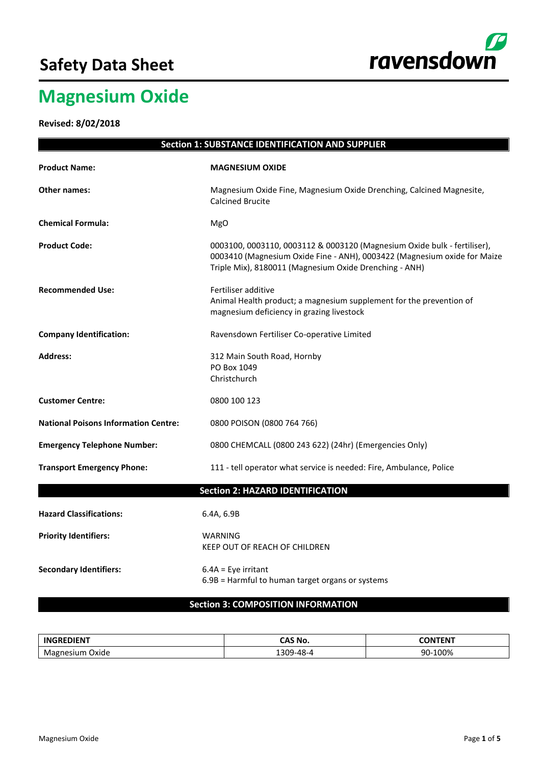# Safety Data Sheet

ravensdown

# Magnesium Oxide

**Revised: 8/02/2018**

## Section 1: SUBSTANCE IDENTIFICATION AND SUPPLIER

**Product Name:** **MAGNESIUM OXIDE**

**Other names:** Magnesium Oxide Fine, Magnesium Oxide Drenching, Calcined Magnesite, Calcined Brucite

**Chemical Formula:** MgO

**Product Code:** 0003100, 0003110, 0003112 & 0003120 (Magnesium Oxide bulk - fertiliser), 0003410 (Magnesium Oxide Fine - ANH), 0003422 (Magnesium oxide for Maize Triple Mix), 8180011 (Magnesium Oxide Drenching - ANH)

**Recommended Use:** Fertiliser additive
Animal Health product; a magnesium supplement for the prevention of magnesium deficiency in grazing livestock

**Company Identification:** Ravensdown Fertiliser Co-operative Limited

**Address:** 312 Main South Road, Hornby
PO Box 1049
Christchurch

**Customer Centre:** 0800 100 123

**National Poisons Information Centre:** 0800 POISON (0800 764 766)

**Emergency Telephone Number:** 0800 CHEMCALL (0800 243 622) (24hr) (Emergencies Only)

**Transport Emergency Phone:** 111 - tell operator what service is needed: Fire, Ambulance, Police

## Section 2: HAZARD IDENTIFICATION

**Hazard Classifications:** 6.4A, 6.9B

**Priority Identifiers:** WARNING
KEEP OUT OF REACH OF CHILDREN

**Secondary Identifiers:** 6.4A = Eye irritant
6.9B = Harmful to human target organs or systems

## Section 3: COMPOSITION INFORMATION

| INGREDIENT | CAS No. | CONTENT |
|---|---|---|
| Magnesium Oxide | 1309-48-4 | 90-100% |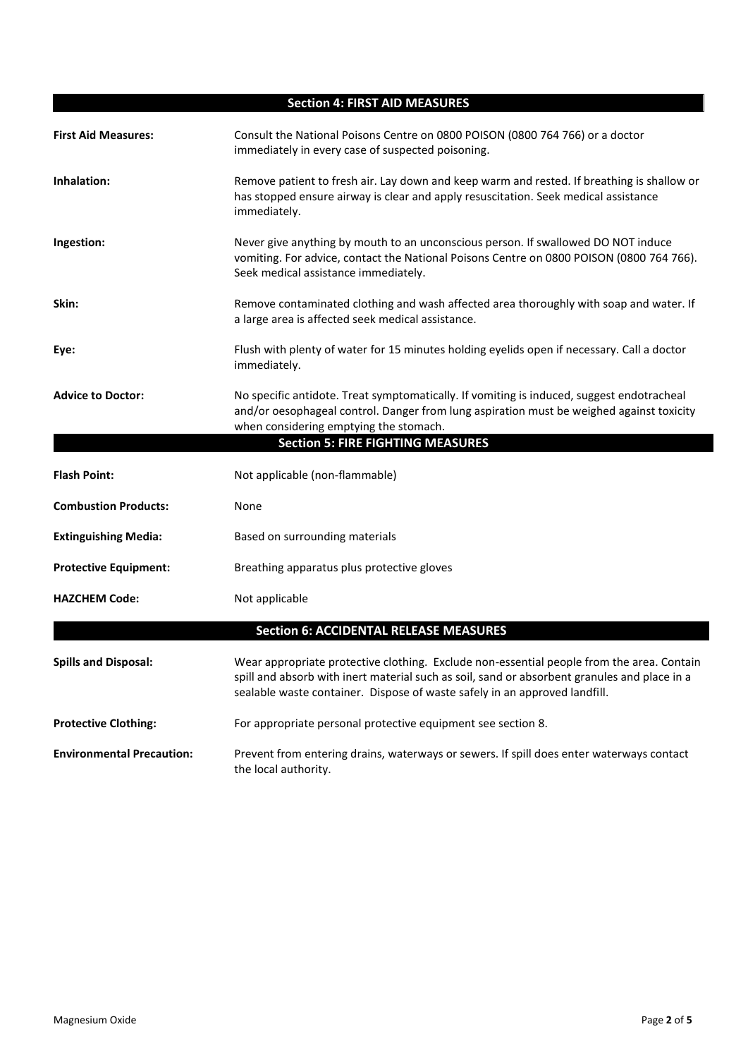## Section 4: FIRST AID MEASURES

**First Aid Measures:** Consult the National Poisons Centre on 0800 POISON (0800 764 766) or a doctor immediately in every case of suspected poisoning.

**Inhalation:** Remove patient to fresh air. Lay down and keep warm and rested. If breathing is shallow or has stopped ensure airway is clear and apply resuscitation. Seek medical assistance immediately.

**Ingestion:** Never give anything by mouth to an unconscious person. If swallowed DO NOT induce vomiting. For advice, contact the National Poisons Centre on 0800 POISON (0800 764 766). Seek medical assistance immediately.

**Skin:** Remove contaminated clothing and wash affected area thoroughly with soap and water. If a large area is affected seek medical assistance.

**Eye:** Flush with plenty of water for 15 minutes holding eyelids open if necessary. Call a doctor immediately.

**Advice to Doctor:** No specific antidote. Treat symptomatically. If vomiting is induced, suggest endotracheal and/or oesophageal control. Danger from lung aspiration must be weighed against toxicity when considering emptying the stomach.

## Section 5: FIRE FIGHTING MEASURES

**Flash Point:** Not applicable (non-flammable)

**Combustion Products:** None

**Extinguishing Media:** Based on surrounding materials

**Protective Equipment:** Breathing apparatus plus protective gloves

**HAZCHEM Code:** Not applicable

## Section 6: ACCIDENTAL RELEASE MEASURES

**Spills and Disposal:** Wear appropriate protective clothing. Exclude non-essential people from the area. Contain spill and absorb with inert material such as soil, sand or absorbent granules and place in a sealable waste container. Dispose of waste safely in an approved landfill.

**Protective Clothing:** For appropriate personal protective equipment see section 8.

**Environmental Precaution:** Prevent from entering drains, waterways or sewers. If spill does enter waterways contact the local authority.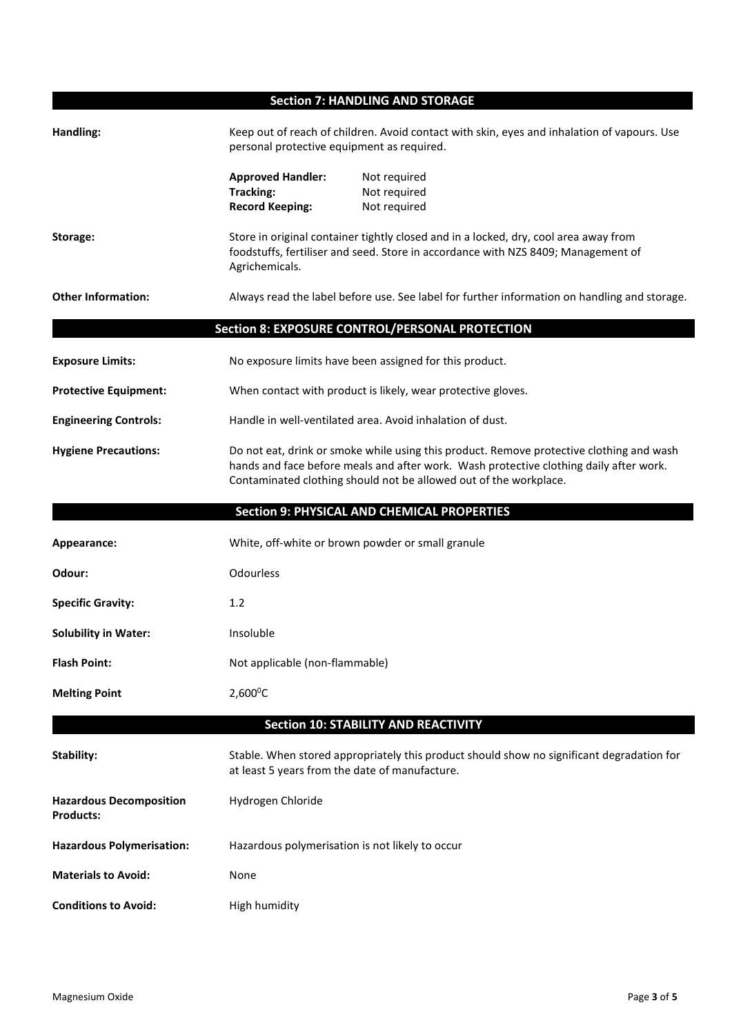## Section 7: HANDLING AND STORAGE

**Handling:** Keep out of reach of children. Avoid contact with skin, eyes and inhalation of vapours. Use personal protective equipment as required.

| | |
|---|---|
| **Approved Handler:** | Not required |
| **Tracking:** | Not required |
| **Record Keeping:** | Not required |

**Storage:** Store in original container tightly closed and in a locked, dry, cool area away from foodstuffs, fertiliser and seed. Store in accordance with NZS 8409; Management of Agrichemicals.

**Other Information:** Always read the label before use. See label for further information on handling and storage.

## Section 8: EXPOSURE CONTROL/PERSONAL PROTECTION

**Exposure Limits:** No exposure limits have been assigned for this product.

**Protective Equipment:** When contact with product is likely, wear protective gloves.

**Engineering Controls:** Handle in well-ventilated area. Avoid inhalation of dust.

**Hygiene Precautions:** Do not eat, drink or smoke while using this product. Remove protective clothing and wash hands and face before meals and after work. Wash protective clothing daily after work. Contaminated clothing should not be allowed out of the workplace.

## Section 9: PHYSICAL AND CHEMICAL PROPERTIES

**Appearance:** White, off-white or brown powder or small granule

**Odour:** Odourless

**Specific Gravity:** 1.2

**Solubility in Water:** Insoluble

**Flash Point:** Not applicable (non-flammable)

**Melting Point** 2,600$^0$C

## Section 10: STABILITY AND REACTIVITY

**Stability:** Stable. When stored appropriately this product should show no significant degradation for at least 5 years from the date of manufacture.

**Hazardous Decomposition Products:** Hydrogen Chloride

**Hazardous Polymerisation:** Hazardous polymerisation is not likely to occur

**Materials to Avoid:** None

**Conditions to Avoid:** High humidity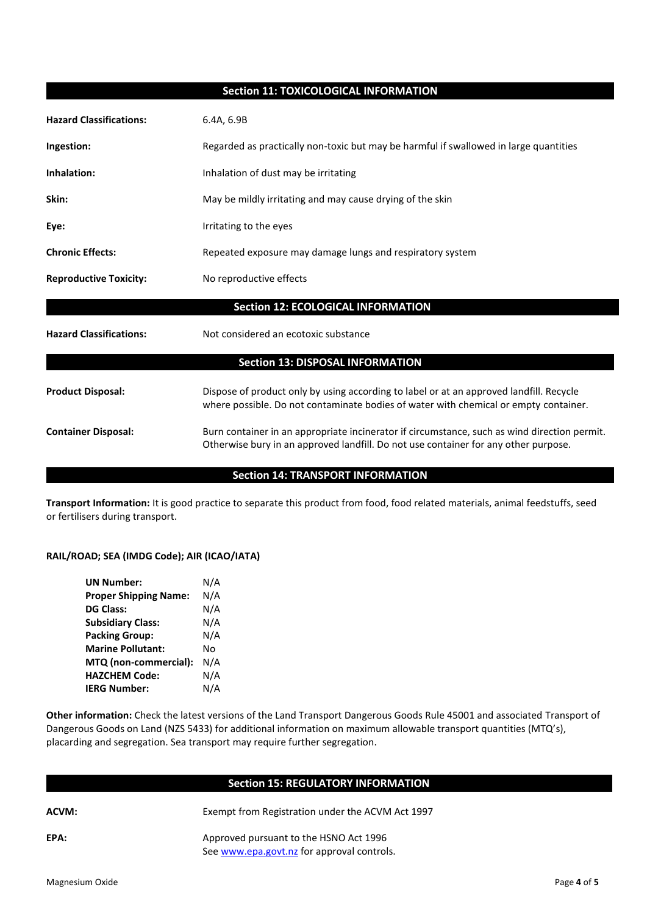## Section 11: TOXICOLOGICAL INFORMATION

| | |
|---|---|
| **Hazard Classifications:** | 6.4A, 6.9B |
| **Ingestion:** | Regarded as practically non-toxic but may be harmful if swallowed in large quantities |
| **Inhalation:** | Inhalation of dust may be irritating |
| **Skin:** | May be mildly irritating and may cause drying of the skin |
| **Eye:** | Irritating to the eyes |
| **Chronic Effects:** | Repeated exposure may damage lungs and respiratory system |
| **Reproductive Toxicity:** | No reproductive effects |

## Section 12: ECOLOGICAL INFORMATION

| | |
|---|---|
| **Hazard Classifications:** | Not considered an ecotoxic substance |

## Section 13: DISPOSAL INFORMATION

| | |
|---|---|
| **Product Disposal:** | Dispose of product only by using according to label or at an approved landfill. Recycle where possible. Do not contaminate bodies of water with chemical or empty container. |
| **Container Disposal:** | Burn container in an appropriate incinerator if circumstance, such as wind direction permit. Otherwise bury in an approved landfill. Do not use container for any other purpose. |

## Section 14: TRANSPORT INFORMATION

**Transport Information:** It is good practice to separate this product from food, food related materials, animal feedstuffs, seed or fertilisers during transport.

**RAIL/ROAD; SEA (IMDG Code); AIR (ICAO/IATA)**

| | |
|---|---|
| **UN Number:** | N/A |
| **Proper Shipping Name:** | N/A |
| **DG Class:** | N/A |
| **Subsidiary Class:** | N/A |
| **Packing Group:** | N/A |
| **Marine Pollutant:** | No |
| **MTQ (non-commercial):** | N/A |
| **HAZCHEM Code:** | N/A |
| **IERG Number:** | N/A |

**Other information:** Check the latest versions of the Land Transport Dangerous Goods Rule 45001 and associated Transport of Dangerous Goods on Land (NZS 5433) for additional information on maximum allowable transport quantities (MTQ's), placarding and segregation. Sea transport may require further segregation.

## Section 15: REGULATORY INFORMATION

| | |
|---|---|
| **ACVM:** | Exempt from Registration under the ACVM Act 1997 |
| **EPA:** | Approved pursuant to the HSNO Act 1996<br>See www.epa.govt.nz for approval controls. |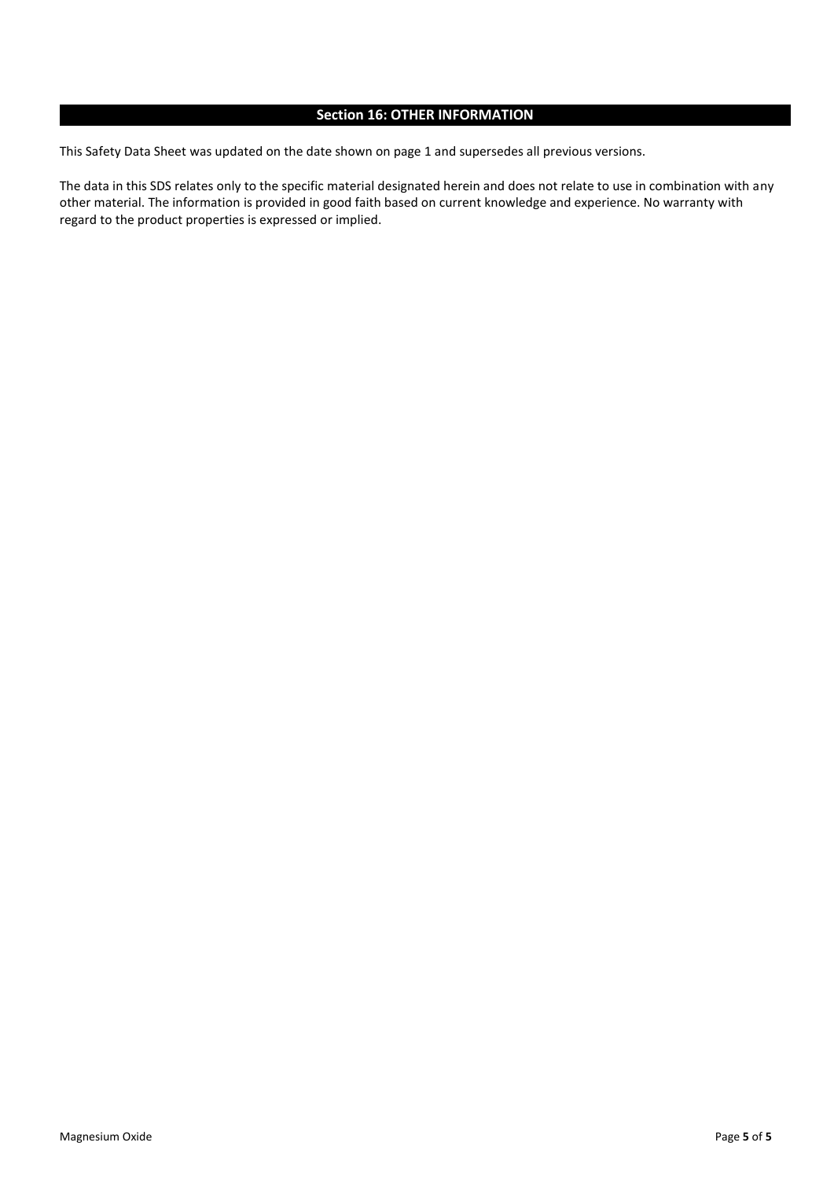## Section 16: OTHER INFORMATION

This Safety Data Sheet was updated on the date shown on page 1 and supersedes all previous versions.

The data in this SDS relates only to the specific material designated herein and does not relate to use in combination with any other material. The information is provided in good faith based on current knowledge and experience. No warranty with regard to the product properties is expressed or implied.